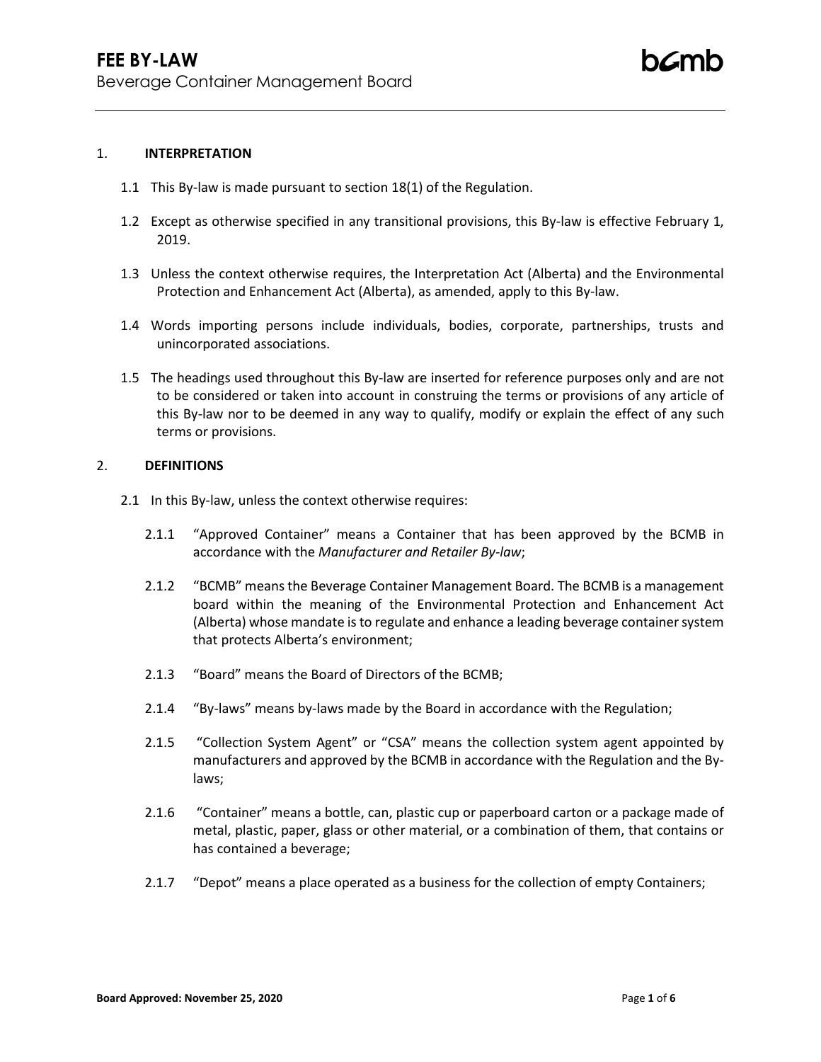# FEE BY-LAW

Beverage Container Management Board

## 1. INTERPRETATION

1.1 This By-law is made pursuant to section 18(1) of the Regulation.

1.2 Except as otherwise specified in any transitional provisions, this By-law is effective February 1, 2019.

1.3 Unless the context otherwise requires, the Interpretation Act (Alberta) and the Environmental Protection and Enhancement Act (Alberta), as amended, apply to this By-law.

1.4 Words importing persons include individuals, bodies, corporate, partnerships, trusts and unincorporated associations.

1.5 The headings used throughout this By-law are inserted for reference purposes only and are not to be considered or taken into account in construing the terms or provisions of any article of this By-law nor to be deemed in any way to qualify, modify or explain the effect of any such terms or provisions.

## 2. DEFINITIONS

2.1 In this By-law, unless the context otherwise requires:

2.1.1 "Approved Container" means a Container that has been approved by the BCMB in accordance with the *Manufacturer and Retailer By-law*;

2.1.2 "BCMB" means the Beverage Container Management Board. The BCMB is a management board within the meaning of the Environmental Protection and Enhancement Act (Alberta) whose mandate is to regulate and enhance a leading beverage container system that protects Alberta's environment;

2.1.3 "Board" means the Board of Directors of the BCMB;

2.1.4 "By-laws" means by-laws made by the Board in accordance with the Regulation;

2.1.5 "Collection System Agent" or "CSA" means the collection system agent appointed by manufacturers and approved by the BCMB in accordance with the Regulation and the By-laws;

2.1.6 "Container" means a bottle, can, plastic cup or paperboard carton or a package made of metal, plastic, paper, glass or other material, or a combination of them, that contains or has contained a beverage;

2.1.7 "Depot" means a place operated as a business for the collection of empty Containers;

**Board Approved: November 25, 2020**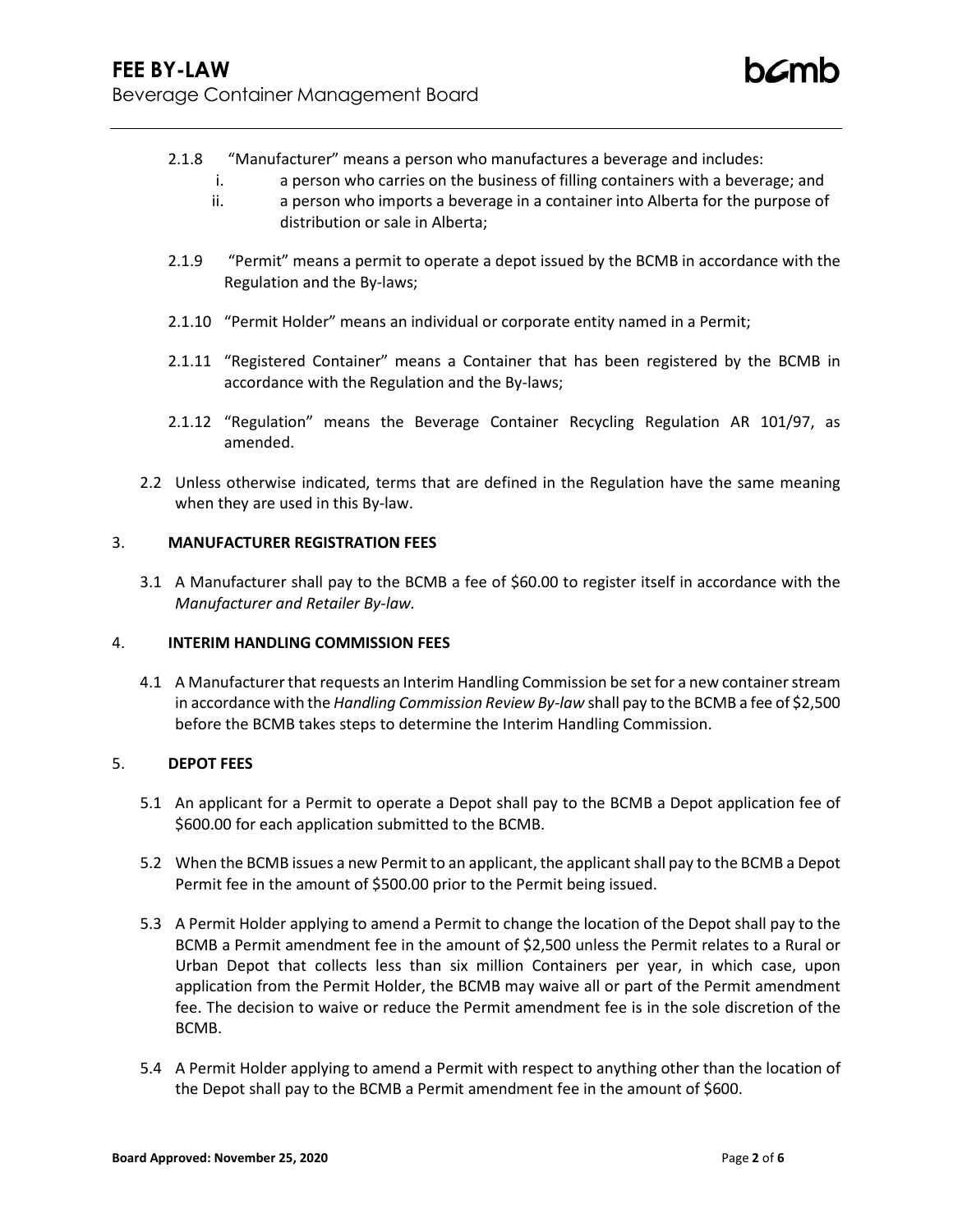2.1.8 "Manufacturer" means a person who manufactures a beverage and includes:

  i. a person who carries on the business of filling containers with a beverage; and
  ii. a person who imports a beverage in a container into Alberta for the purpose of distribution or sale in Alberta;

2.1.9 "Permit" means a permit to operate a depot issued by the BCMB in accordance with the Regulation and the By-laws;

2.1.10 "Permit Holder" means an individual or corporate entity named in a Permit;

2.1.11 "Registered Container" means a Container that has been registered by the BCMB in accordance with the Regulation and the By-laws;

2.1.12 "Regulation" means the Beverage Container Recycling Regulation AR 101/97, as amended.

2.2 Unless otherwise indicated, terms that are defined in the Regulation have the same meaning when they are used in this By-law.

## 3. MANUFACTURER REGISTRATION FEES

3.1 A Manufacturer shall pay to the BCMB a fee of $60.00 to register itself in accordance with the *Manufacturer and Retailer By-law.*

## 4. INTERIM HANDLING COMMISSION FEES

4.1 A Manufacturer that requests an Interim Handling Commission be set for a new container stream in accordance with the *Handling Commission Review By-law* shall pay to the BCMB a fee of $2,500 before the BCMB takes steps to determine the Interim Handling Commission.

## 5. DEPOT FEES

5.1 An applicant for a Permit to operate a Depot shall pay to the BCMB a Depot application fee of $600.00 for each application submitted to the BCMB.

5.2 When the BCMB issues a new Permit to an applicant, the applicant shall pay to the BCMB a Depot Permit fee in the amount of $500.00 prior to the Permit being issued.

5.3 A Permit Holder applying to amend a Permit to change the location of the Depot shall pay to the BCMB a Permit amendment fee in the amount of $2,500 unless the Permit relates to a Rural or Urban Depot that collects less than six million Containers per year, in which case, upon application from the Permit Holder, the BCMB may waive all or part of the Permit amendment fee. The decision to waive or reduce the Permit amendment fee is in the sole discretion of the BCMB.

5.4 A Permit Holder applying to amend a Permit with respect to anything other than the location of the Depot shall pay to the BCMB a Permit amendment fee in the amount of $600.

**Board Approved: November 25, 2020**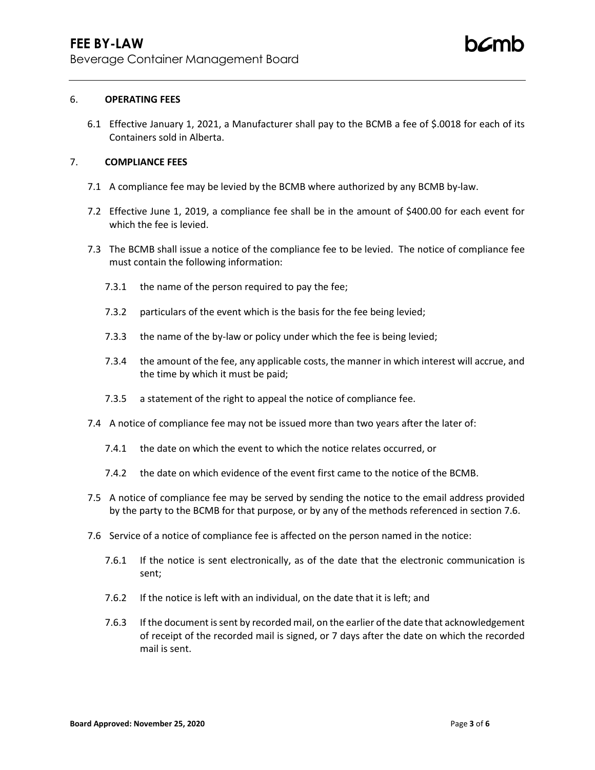## 6. OPERATING FEES

6.1 Effective January 1, 2021, a Manufacturer shall pay to the BCMB a fee of $.0018 for each of its Containers sold in Alberta.

## 7. COMPLIANCE FEES

7.1 A compliance fee may be levied by the BCMB where authorized by any BCMB by-law.

7.2 Effective June 1, 2019, a compliance fee shall be in the amount of $400.00 for each event for which the fee is levied.

7.3 The BCMB shall issue a notice of the compliance fee to be levied. The notice of compliance fee must contain the following information:

7.3.1 the name of the person required to pay the fee;

7.3.2 particulars of the event which is the basis for the fee being levied;

7.3.3 the name of the by-law or policy under which the fee is being levied;

7.3.4 the amount of the fee, any applicable costs, the manner in which interest will accrue, and the time by which it must be paid;

7.3.5 a statement of the right to appeal the notice of compliance fee.

7.4 A notice of compliance fee may not be issued more than two years after the later of:

7.4.1 the date on which the event to which the notice relates occurred, or

7.4.2 the date on which evidence of the event first came to the notice of the BCMB.

7.5 A notice of compliance fee may be served by sending the notice to the email address provided by the party to the BCMB for that purpose, or by any of the methods referenced in section 7.6.

7.6 Service of a notice of compliance fee is affected on the person named in the notice:

7.6.1 If the notice is sent electronically, as of the date that the electronic communication is sent;

7.6.2 If the notice is left with an individual, on the date that it is left; and

7.6.3 If the document is sent by recorded mail, on the earlier of the date that acknowledgement of receipt of the recorded mail is signed, or 7 days after the date on which the recorded mail is sent.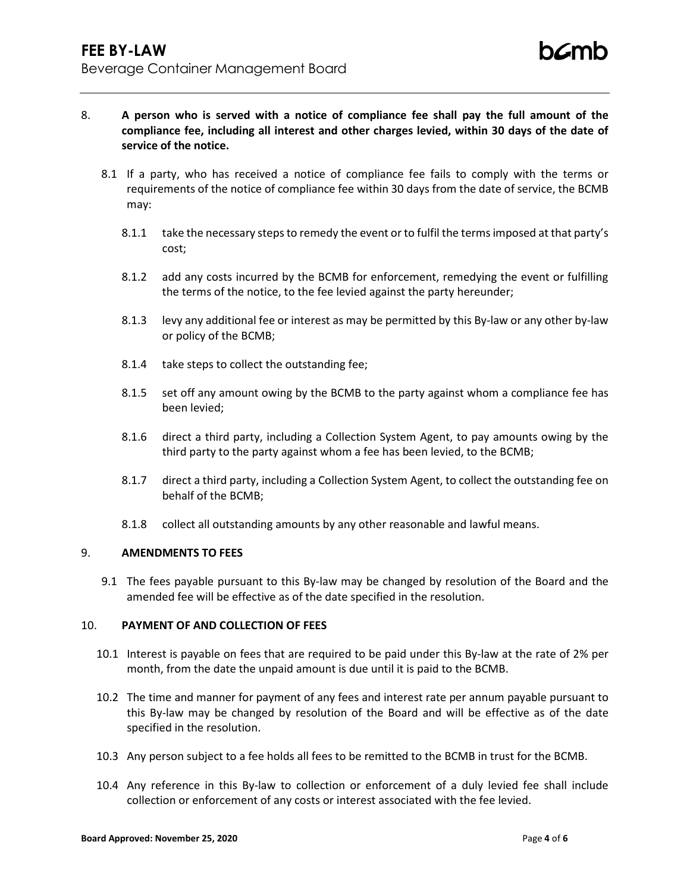8. **A person who is served with a notice of compliance fee shall pay the full amount of the compliance fee, including all interest and other charges levied, within 30 days of the date of service of the notice.**

   8.1 If a party, who has received a notice of compliance fee fails to comply with the terms or requirements of the notice of compliance fee within 30 days from the date of service, the BCMB may:

   8.1.1 take the necessary steps to remedy the event or to fulfil the terms imposed at that party's cost;

   8.1.2 add any costs incurred by the BCMB for enforcement, remedying the event or fulfilling the terms of the notice, to the fee levied against the party hereunder;

   8.1.3 levy any additional fee or interest as may be permitted by this By-law or any other by-law or policy of the BCMB;

   8.1.4 take steps to collect the outstanding fee;

   8.1.5 set off any amount owing by the BCMB to the party against whom a compliance fee has been levied;

   8.1.6 direct a third party, including a Collection System Agent, to pay amounts owing by the third party to the party against whom a fee has been levied, to the BCMB;

   8.1.7 direct a third party, including a Collection System Agent, to collect the outstanding fee on behalf of the BCMB;

   8.1.8 collect all outstanding amounts by any other reasonable and lawful means.

9. **AMENDMENTS TO FEES**

   9.1 The fees payable pursuant to this By-law may be changed by resolution of the Board and the amended fee will be effective as of the date specified in the resolution.

10. **PAYMENT OF AND COLLECTION OF FEES**

   10.1 Interest is payable on fees that are required to be paid under this By-law at the rate of 2% per month, from the date the unpaid amount is due until it is paid to the BCMB.

   10.2 The time and manner for payment of any fees and interest rate per annum payable pursuant to this By-law may be changed by resolution of the Board and will be effective as of the date specified in the resolution.

   10.3 Any person subject to a fee holds all fees to be remitted to the BCMB in trust for the BCMB.

   10.4 Any reference in this By-law to collection or enforcement of a duly levied fee shall include collection or enforcement of any costs or interest associated with the fee levied.

**Board Approved: November 25, 2020**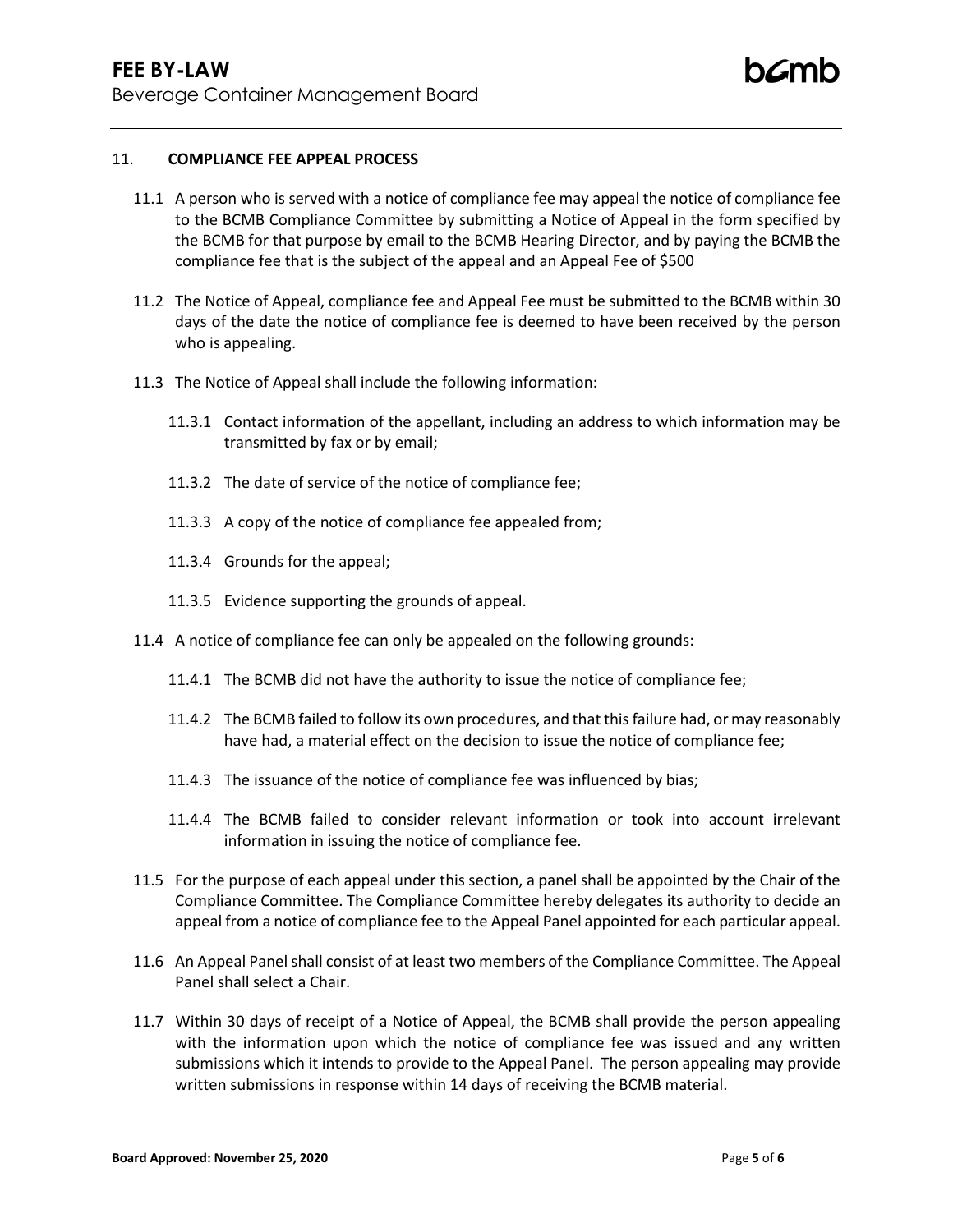## 11. COMPLIANCE FEE APPEAL PROCESS

11.1 A person who is served with a notice of compliance fee may appeal the notice of compliance fee to the BCMB Compliance Committee by submitting a Notice of Appeal in the form specified by the BCMB for that purpose by email to the BCMB Hearing Director, and by paying the BCMB the compliance fee that is the subject of the appeal and an Appeal Fee of $500

11.2 The Notice of Appeal, compliance fee and Appeal Fee must be submitted to the BCMB within 30 days of the date the notice of compliance fee is deemed to have been received by the person who is appealing.

11.3 The Notice of Appeal shall include the following information:

11.3.1 Contact information of the appellant, including an address to which information may be transmitted by fax or by email;

11.3.2 The date of service of the notice of compliance fee;

11.3.3 A copy of the notice of compliance fee appealed from;

11.3.4 Grounds for the appeal;

11.3.5 Evidence supporting the grounds of appeal.

11.4 A notice of compliance fee can only be appealed on the following grounds:

11.4.1 The BCMB did not have the authority to issue the notice of compliance fee;

11.4.2 The BCMB failed to follow its own procedures, and that this failure had, or may reasonably have had, a material effect on the decision to issue the notice of compliance fee;

11.4.3 The issuance of the notice of compliance fee was influenced by bias;

11.4.4 The BCMB failed to consider relevant information or took into account irrelevant information in issuing the notice of compliance fee.

11.5 For the purpose of each appeal under this section, a panel shall be appointed by the Chair of the Compliance Committee. The Compliance Committee hereby delegates its authority to decide an appeal from a notice of compliance fee to the Appeal Panel appointed for each particular appeal.

11.6 An Appeal Panel shall consist of at least two members of the Compliance Committee. The Appeal Panel shall select a Chair.

11.7 Within 30 days of receipt of a Notice of Appeal, the BCMB shall provide the person appealing with the information upon which the notice of compliance fee was issued and any written submissions which it intends to provide to the Appeal Panel. The person appealing may provide written submissions in response within 14 days of receiving the BCMB material.

**Board Approved: November 25, 2020**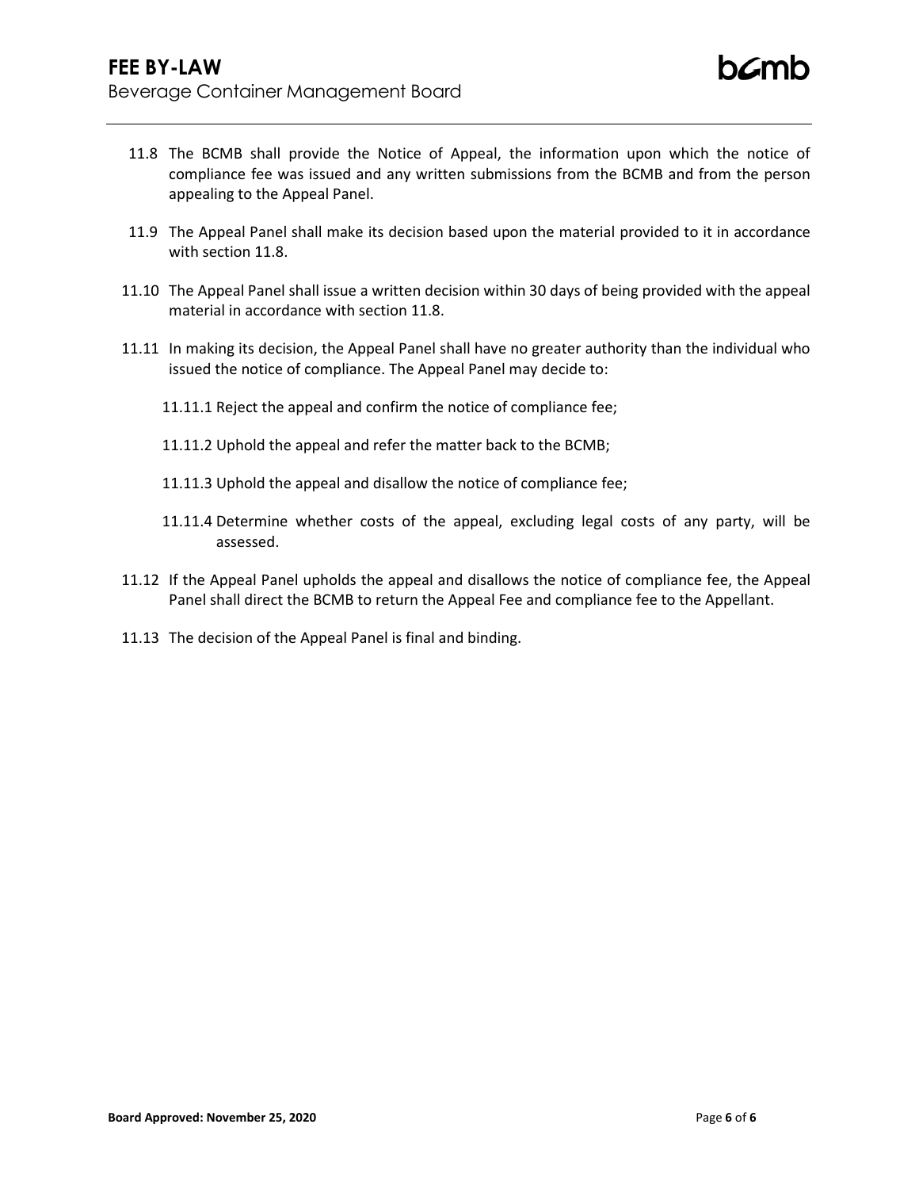11.8 The BCMB shall provide the Notice of Appeal, the information upon which the notice of compliance fee was issued and any written submissions from the BCMB and from the person appealing to the Appeal Panel.

11.9 The Appeal Panel shall make its decision based upon the material provided to it in accordance with section 11.8.

11.10 The Appeal Panel shall issue a written decision within 30 days of being provided with the appeal material in accordance with section 11.8.

11.11 In making its decision, the Appeal Panel shall have no greater authority than the individual who issued the notice of compliance. The Appeal Panel may decide to:

11.11.1 Reject the appeal and confirm the notice of compliance fee;

11.11.2 Uphold the appeal and refer the matter back to the BCMB;

11.11.3 Uphold the appeal and disallow the notice of compliance fee;

11.11.4 Determine whether costs of the appeal, excluding legal costs of any party, will be assessed.

11.12 If the Appeal Panel upholds the appeal and disallows the notice of compliance fee, the Appeal Panel shall direct the BCMB to return the Appeal Fee and compliance fee to the Appellant.

11.13 The decision of the Appeal Panel is final and binding.